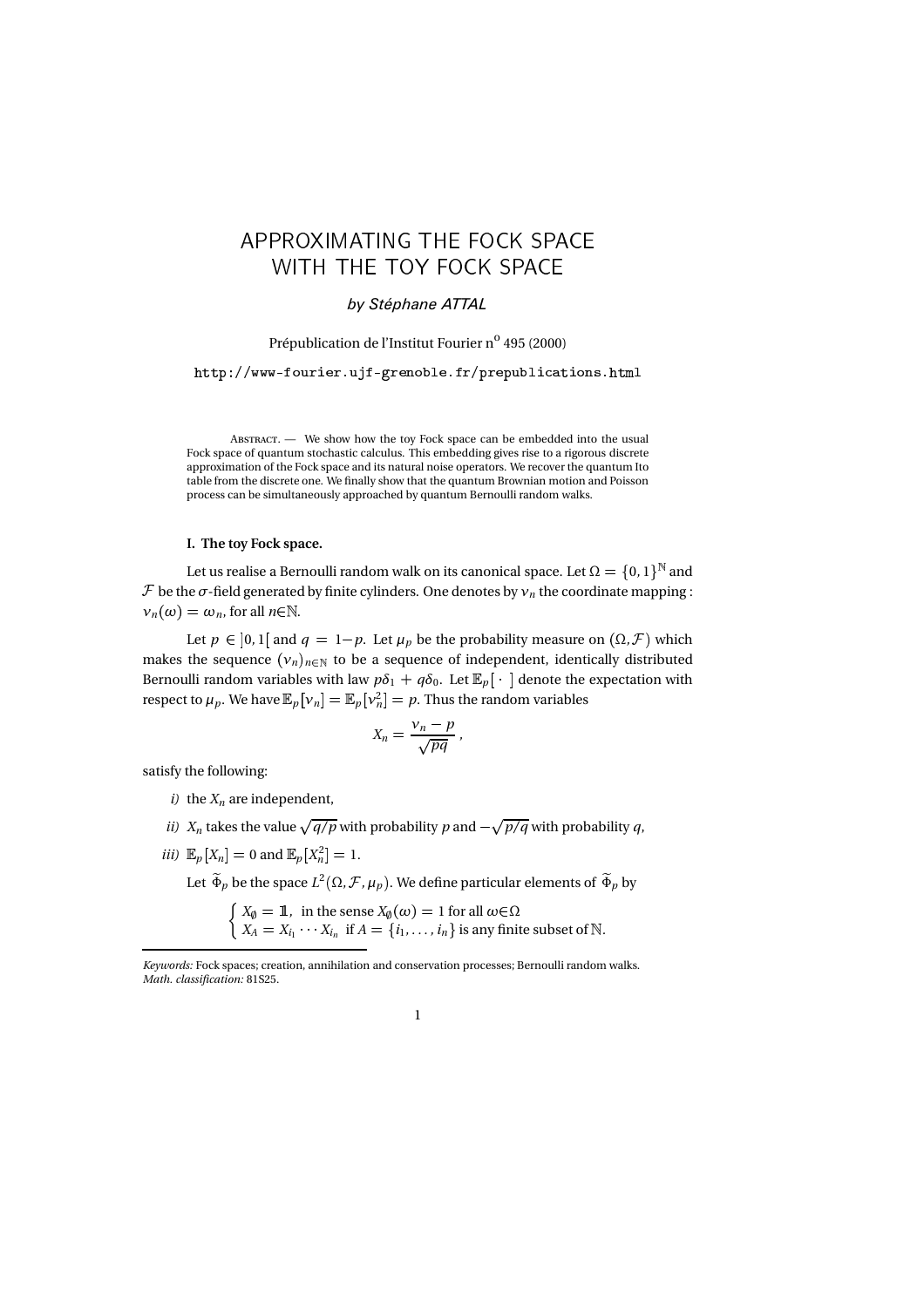# APPROXIMATING THE FOCK SPACE WITH THE TOY FOCK SPACE

*by Stéphane ATTAL*

Prépublication de l'Institut Fourier n$^{\text{o}}$ 495 (2000)

`http://www-fourier.ujf-grenoble.fr/prepublications.html`

Abstract. — We show how the toy Fock space can be embedded into the usual Fock space of quantum stochastic calculus. This embedding gives rise to a rigorous discrete approximation of the Fock space and its natural noise operators. We recover the quantum Ito table from the discrete one. We finally show that the quantum Brownian motion and Poisson process can be simultaneously approached by quantum Bernoulli random walks.

**I. The toy Fock space.**

Let us realise a Bernoulli random walk on its canonical space. Let $\Omega = \{0,1\}^{\mathbb{N}}$ and $\mathcal{F}$ be the $\sigma$-field generated by finite cylinders. One denotes by $\nu_n$ the coordinate mapping : $\nu_n(\omega) = \omega_n$, for all $n \in \mathbb{N}$.

Let $p \in ]0,1[$ and $q = 1-p$. Let $\mu_p$ be the probability measure on $(\Omega, \mathcal{F})$ which makes the sequence $(\nu_n)_{n\in\mathbb{N}}$ to be a sequence of independent, identically distributed Bernoulli random variables with law $p\delta_1 + q\delta_0$. Let $\mathbb{E}_p[\,\cdot\,]$ denote the expectation with respect to $\mu_p$. We have $\mathbb{E}_p[\nu_n] = \mathbb{E}_p[\nu_n^2] = p$. Thus the random variables

$$X_n = \frac{\nu_n - p}{\sqrt{pq}}\,,$$

satisfy the following:

*i)* the $X_n$ are independent,

*ii)* $X_n$ takes the value $\sqrt{q/p}$ with probability $p$ and $-\sqrt{p/q}$ with probability $q$,

*iii)* $\mathbb{E}_p[X_n] = 0$ and $\mathbb{E}_p[X_n^2] = 1$.

Let $\widetilde{\Phi}_p$ be the space $L^2(\Omega, \mathcal{F}, \mu_p)$. We define particular elements of $\widetilde{\Phi}_p$ by

$$\begin{cases} X_\emptyset = \mathbb{1}, & \text{in the sense } X_\emptyset(\omega) = 1 \text{ for all } \omega \in \Omega \\ X_A = X_{i_1} \cdots X_{i_n} & \text{if } A = \{i_1, \ldots, i_n\} \text{ is any finite subset of } \mathbb{N}. \end{cases}$$

---

*Keywords:* Fock spaces; creation, annihilation and conservation processes; Bernoulli random walks.
*Math. classification:* 81S25.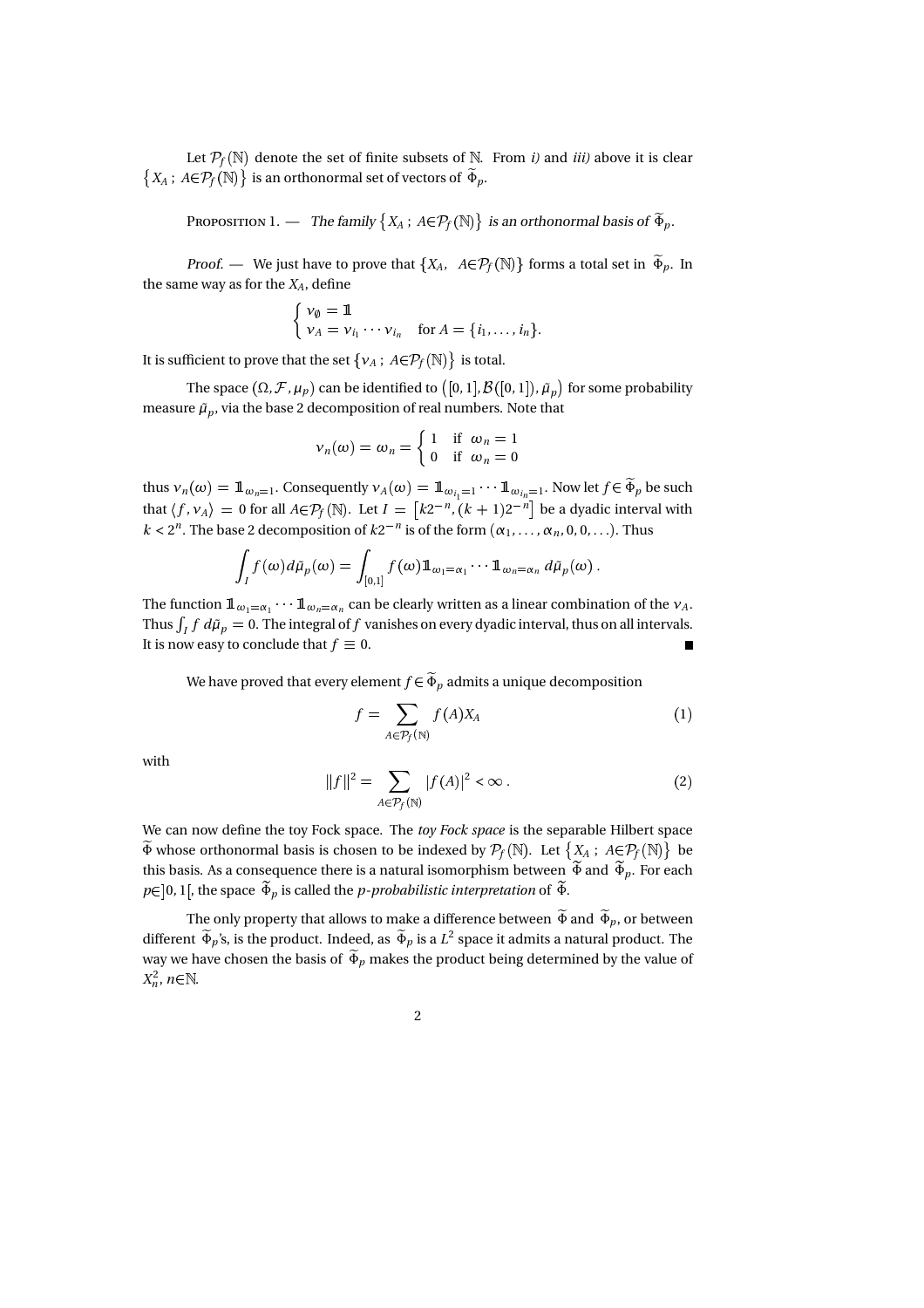Let $\mathcal{P}_f(\mathbb{N})$ denote the set of finite subsets of $\mathbb{N}$. From *i)* and *iii)* above it is clear $\{X_A\,;\ A\in\mathcal{P}_f(\mathbb{N})\}$ is an orthonormal set of vectors of $\widetilde{\Phi}_p$.

Proposition 1. — *The family $\{X_A\,;\ A\in\mathcal{P}_f(\mathbb{N})\}$ is an orthonormal basis of $\widetilde{\Phi}_p$.*

*Proof.* — We just have to prove that $\{X_A,\ \ A\in\mathcal{P}_f(\mathbb{N})\}$ forms a total set in $\widetilde{\Phi}_p$. In the same way as for the $X_A$, define

$$\begin{cases} \nu_\emptyset = \mathbb{1} \\ \nu_A = \nu_{i_1}\cdots\nu_{i_n} \quad \text{for } A=\{i_1,\ldots,i_n\}. \end{cases}$$

It is sufficient to prove that the set $\{\nu_A\,;\ A\in\mathcal{P}_f(\mathbb{N})\}$ is total.

The space $(\Omega,\mathcal{F},\mu_p)$ can be identified to $\left([0,1],\mathcal{B}([0,1]),\tilde{\mu}_p\right)$ for some probability measure $\tilde{\mu}_p$, via the base 2 decomposition of real numbers. Note that

$$\nu_n(\omega)=\omega_n=\begin{cases} 1 & \text{if } \ \omega_n=1 \\ 0 & \text{if } \ \omega_n=0 \end{cases}$$

thus $\nu_n(\omega)=\mathbb{1}_{\omega_n=1}$. Consequently $\nu_A(\omega)=\mathbb{1}_{\omega_{i_1}=1}\cdots\mathbb{1}_{\omega_{i_n}=1}$. Now let $f\in\widetilde{\Phi}_p$ be such that $\langle f,\nu_A\rangle=0$ for all $A\in\mathcal{P}_f(\mathbb{N})$. Let $I=\left[k2^{-n},(k+1)2^{-n}\right]$ be a dyadic interval with $k<2^n$. The base 2 decomposition of $k2^{-n}$ is of the form $(\alpha_1,\ldots,\alpha_n,0,0,\ldots)$. Thus

$$\int_I f(\omega)\,d\tilde{\mu}_p(\omega)=\int_{[0,1]} f(\omega)\mathbb{1}_{\omega_1=\alpha_1}\cdots\mathbb{1}_{\omega_n=\alpha_n}\,d\tilde{\mu}_p(\omega)\,.$$

The function $\mathbb{1}_{\omega_1=\alpha_1}\cdots\mathbb{1}_{\omega_n=\alpha_n}$ can be clearly written as a linear combination of the $\nu_A$. Thus $\int_I f\,d\tilde{\mu}_p=0$. The integral of $f$ vanishes on every dyadic interval, thus on all intervals. It is now easy to conclude that $f\equiv 0$. ∎

We have proved that every element $f\in\widetilde{\Phi}_p$ admits a unique decomposition

$$f=\sum_{A\in\mathcal{P}_f(\mathbb{N})} f(A)X_A \tag{1}$$

with

$$\|f\|^2=\sum_{A\in\mathcal{P}_f(\mathbb{N})} |f(A)|^2<\infty\,. \tag{2}$$

We can now define the toy Fock space. The *toy Fock space* is the separable Hilbert space $\widetilde{\Phi}$ whose orthonormal basis is chosen to be indexed by $\mathcal{P}_f(\mathbb{N})$. Let $\{X_A\,;\ A\in\mathcal{P}_f(\mathbb{N})\}$ be this basis. As a consequence there is a natural isomorphism between $\widetilde{\Phi}$ and $\widetilde{\Phi}_p$. For each $p\in]0,1[$, the space $\widetilde{\Phi}_p$ is called the *p-probabilistic interpretation* of $\widetilde{\Phi}$.

The only property that allows to make a difference between $\widetilde{\Phi}$ and $\widetilde{\Phi}_p$, or between different $\widetilde{\Phi}_p$'s, is the product. Indeed, as $\widetilde{\Phi}_p$ is a $L^2$ space it admits a natural product. The way we have chosen the basis of $\widetilde{\Phi}_p$ makes the product being determined by the value of $X_n^2$, $n\in\mathbb{N}$.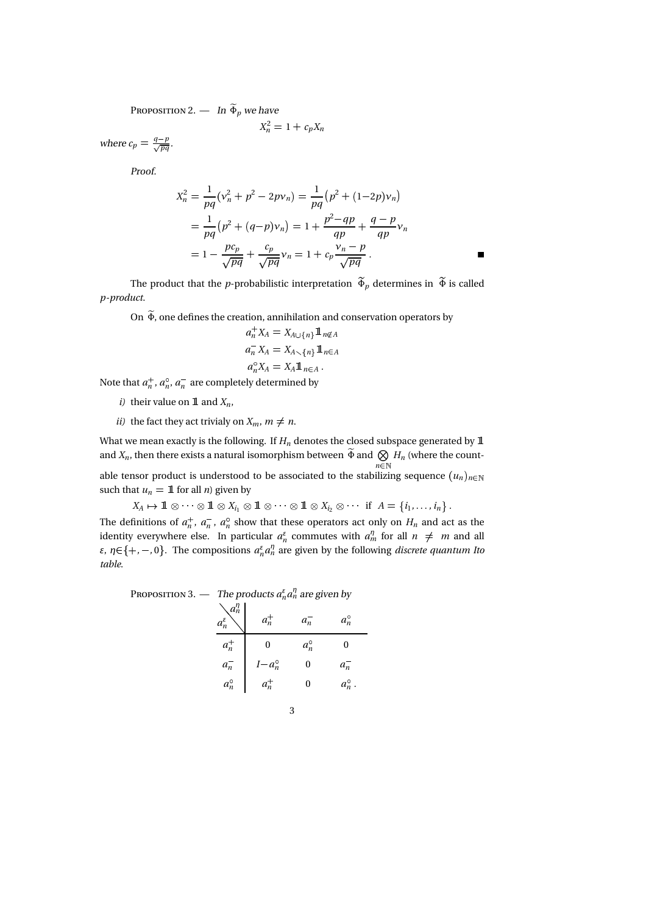Proposition 2. — *In $\widetilde{\Phi}_p$ we have*

$$X_n^2 = 1 + c_p X_n$$

*where* $c_p = \frac{q-p}{\sqrt{pq}}$.

*Proof.*

$$\begin{aligned}
X_n^2 &= \frac{1}{pq}\left(\nu_n^2 + p^2 - 2p\nu_n\right) = \frac{1}{pq}\left(p^2 + (1-2p)\nu_n\right) \\
&= \frac{1}{pq}\left(p^2 + (q-p)\nu_n\right) = 1 + \frac{p^2 - qp}{qp} + \frac{q-p}{qp}\nu_n \\
&= 1 - \frac{pc_p}{\sqrt{pq}} + \frac{c_p}{\sqrt{pq}}\nu_n = 1 + c_p\frac{\nu_n - p}{\sqrt{pq}}\,.
\end{aligned}$$

∎

The product that the $p$-probabilistic interpretation $\widetilde{\Phi}_p$ determines in $\widetilde{\Phi}$ is called *p-product*.

On $\widetilde{\Phi}$, one defines the creation, annihilation and conservation operators by

$$\begin{aligned}
a_n^+ X_A &= X_{A\cup\{n\}} \mathbb{1}_{n\notin A} \\
a_n^- X_A &= X_{A\smallsetminus\{n\}} \mathbb{1}_{n\in A} \\
a_n^\circ X_A &= X_A \mathbb{1}_{n\in A}\,.
\end{aligned}$$

Note that $a_n^+$, $a_n^\circ$, $a_n^-$ are completely determined by

*i)* their value on $\mathbb{1}$ and $X_n$,

*ii)* the fact they act trivialy on $X_m$, $m \neq n$.

What we mean exactly is the following. If $H_n$ denotes the closed subspace generated by $\mathbb{1}$ and $X_n$, then there exists a natural isomorphism between $\widetilde{\Phi}$ and $\bigotimes_{n\in\mathbb{N}} H_n$ (where the countable tensor product is understood to be associated to the stabilizing sequence $(u_n)_{n\in\mathbb{N}}$ such that $u_n = \mathbb{1}$ for all $n$) given by

$$X_A \mapsto \mathbb{1} \otimes \cdots \otimes \mathbb{1} \otimes X_{i_1} \otimes \mathbb{1} \otimes \cdots \otimes \mathbb{1} \otimes X_{i_2} \otimes \cdots \quad \text{if} \quad A = \{i_1, \ldots, i_n\}\,.$$

The definitions of $a_n^+$, $a_n^-$, $a_n^\circ$ show that these operators act only on $H_n$ and act as the identity everywhere else. In particular $a_n^\varepsilon$ commutes with $a_m^\eta$ for all $n \neq m$ and all $\varepsilon, \eta \in \{+, -, 0\}$. The compositions $a_n^\varepsilon a_n^\eta$ are given by the following *discrete quantum Ito table*.

Proposition 3. — *The products $a_n^\varepsilon a_n^\eta$ are given by*

| $a_n^\varepsilon$ \ $a_n^\eta$ | $a_n^+$ | $a_n^-$ | $a_n^\circ$ |
|---|---|---|---|
| $a_n^+$ | $0$ | $a_n^\circ$ | $0$ |
| $a_n^-$ | $I - a_n^\circ$ | $0$ | $a_n^-$ |
| $a_n^\circ$ | $a_n^+$ | $0$ | $a_n^\circ$ . |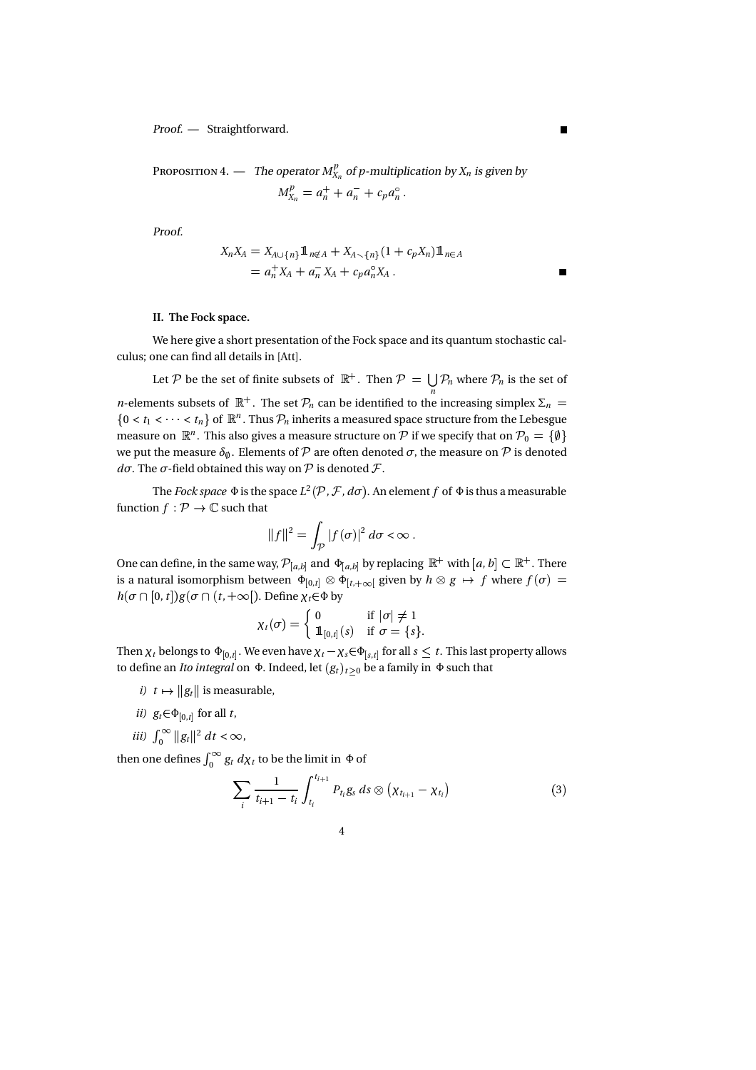*Proof.* — Straightforward. ■

PROPOSITION 4. — *The operator $M^p_{X_n}$ of $p$-multiplication by $X_n$ is given by*

$$M^p_{X_n} = a^+_n + a^-_n + c_p a^\circ_n \,.$$

*Proof.*

$$\begin{aligned} X_n X_A &= X_{A\cup\{n\}} \mathbb{1}_{n\notin A} + X_{A\smallsetminus\{n\}}(1 + c_p X_n)\mathbb{1}_{n\in A} \\ &= a^+_n X_A + a^-_n X_A + c_p a^\circ_n X_A \,. \end{aligned}$$

■

**II. The Fock space.**

We here give a short presentation of the Fock space and its quantum stochastic calculus; one can find all details in [Att].

Let $\mathcal{P}$ be the set of finite subsets of $\mathbb{R}^+$. Then $\mathcal{P} = \bigcup_n \mathcal{P}_n$ where $\mathcal{P}_n$ is the set of $n$-elements subsets of $\mathbb{R}^+$. The set $\mathcal{P}_n$ can be identified to the increasing simplex $\Sigma_n = \{0 < t_1 < \cdots < t_n\}$ of $\mathbb{R}^n$. Thus $\mathcal{P}_n$ inherits a measured space structure from the Lebesgue measure on $\mathbb{R}^n$. This also gives a measure structure on $\mathcal{P}$ if we specify that on $\mathcal{P}_0 = \{\emptyset\}$ we put the measure $\delta_\emptyset$. Elements of $\mathcal{P}$ are often denoted $\sigma$, the measure on $\mathcal{P}$ is denoted $d\sigma$. The $\sigma$-field obtained this way on $\mathcal{P}$ is denoted $\mathcal{F}$.

The *Fock space* $\Phi$ is the space $L^2(\mathcal{P}, \mathcal{F}, d\sigma)$. An element $f$ of $\Phi$ is thus a measurable function $f : \mathcal{P} \to \mathbb{C}$ such that

$$\|f\|^2 = \int_{\mathcal{P}} |f(\sigma)|^2 \, d\sigma < \infty \,.$$

One can define, in the same way, $\mathcal{P}_{[a,b]}$ and $\Phi_{[a,b]}$ by replacing $\mathbb{R}^+$ with $[a,b] \subset \mathbb{R}^+$. There is a natural isomorphism between $\Phi_{[0,t]} \otimes \Phi_{[t,+\infty[}$ given by $h \otimes g \mapsto f$ where $f(\sigma) = h(\sigma \cap [0,t]) g(\sigma \cap (t, +\infty[)$. Define $\chi_t \in \Phi$ by

$$\chi_t(\sigma) = \begin{cases} 0 & \text{if } |\sigma| \neq 1 \\ \mathbb{1}_{[0,t]}(s) & \text{if } \sigma = \{s\}. \end{cases}$$

Then $\chi_t$ belongs to $\Phi_{[0,t]}$. We even have $\chi_t - \chi_s \in \Phi_{[s,t]}$ for all $s \le t$. This last property allows to define an *Ito integral* on $\Phi$. Indeed, let $(g_t)_{t\ge 0}$ be a family in $\Phi$ such that

*i)* $t \mapsto \|g_t\|$ is measurable,

*ii)* $g_t \in \Phi_{[0,t]}$ for all $t$,

*iii)* $\int_0^\infty \|g_t\|^2 \, dt < \infty$,

then one defines $\int_0^\infty g_t \, d\chi_t$ to be the limit in $\Phi$ of

$$\sum_i \frac{1}{t_{i+1} - t_i} \int_{t_i}^{t_{i+1}} P_{t_i} g_s \, ds \otimes \left(\chi_{t_{i+1}} - \chi_{t_i}\right) \tag{3}$$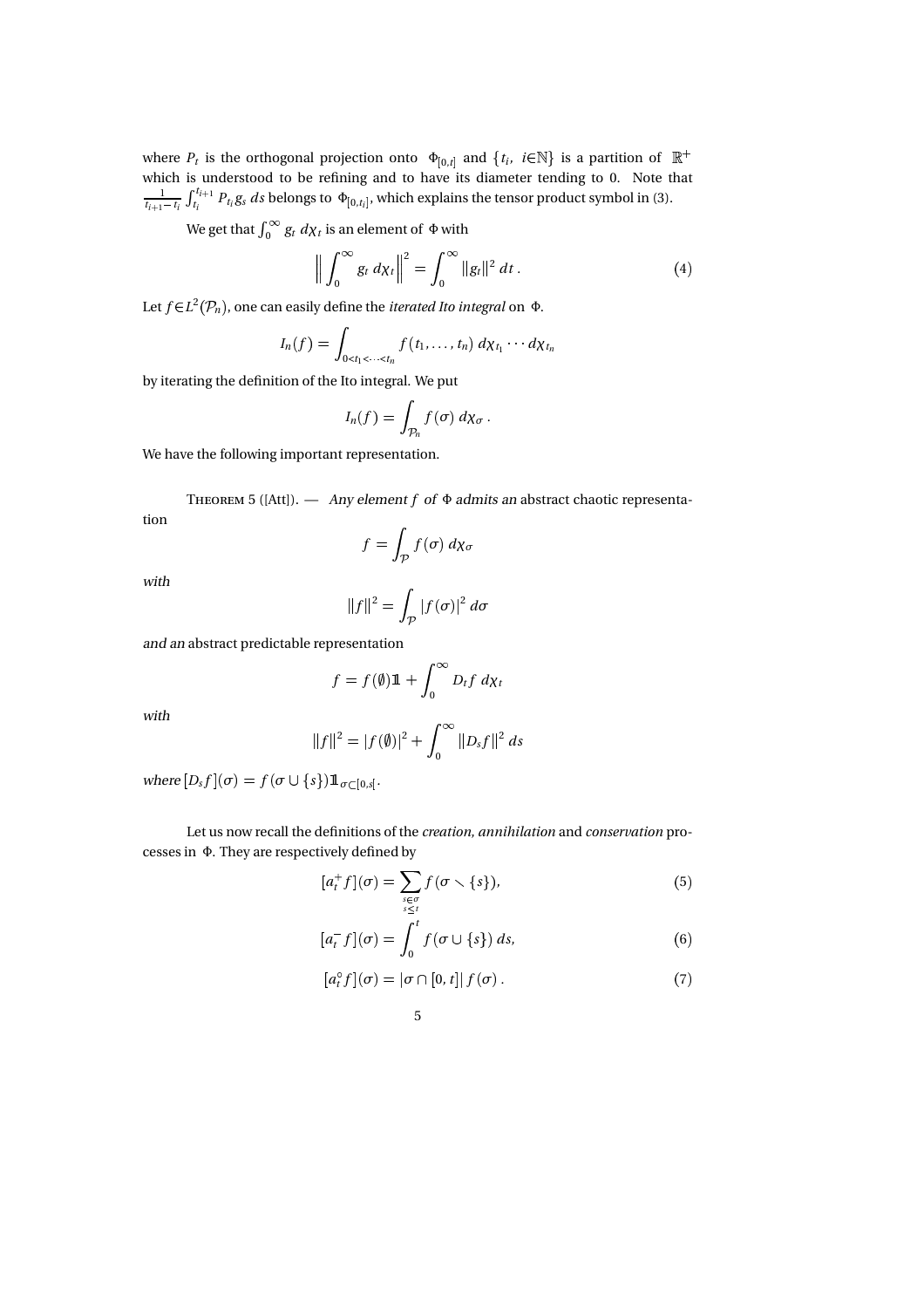where $P_t$ is the orthogonal projection onto $\Phi_{[0,t]}$ and $\{t_i,\ i\in\mathbb{N}\}$ is a partition of $\mathbb{R}^+$ which is understood to be refining and to have its diameter tending to 0. Note that $\frac{1}{t_{i+1}-t_i}\int_{t_i}^{t_{i+1}} P_{t_i} g_s\, ds$ belongs to $\Phi_{[0,t_i]}$, which explains the tensor product symbol in (3).

We get that $\int_0^\infty g_t\, d\chi_t$ is an element of $\Phi$ with

$$\left\| \int_0^\infty g_t\, d\chi_t \right\|^2 = \int_0^\infty \|g_t\|^2\, dt\,. \tag{4}$$

Let $f\in L^2(\mathcal{P}_n)$, one can easily define the *iterated Ito integral* on $\Phi$.

$$I_n(f) = \int_{0<t_1<\cdots<t_n} f(t_1,\ldots,t_n)\, d\chi_{t_1}\cdots d\chi_{t_n}$$

by iterating the definition of the Ito integral. We put

$$I_n(f) = \int_{\mathcal{P}_n} f(\sigma)\, d\chi_\sigma\,.$$

We have the following important representation.

THEOREM 5 ([Att]). — *Any element $f$ of $\Phi$ admits an* abstract chaotic representation

$$f = \int_{\mathcal{P}} f(\sigma)\, d\chi_\sigma$$

*with*

$$\|f\|^2 = \int_{\mathcal{P}} |f(\sigma)|^2\, d\sigma$$

*and an* abstract predictable representation

$$f = f(\emptyset)\mathbb{1} + \int_0^\infty D_t f\, d\chi_t$$

*with*

$$\|f\|^2 = |f(\emptyset)|^2 + \int_0^\infty \|D_s f\|^2\, ds$$

*where* $[D_s f](\sigma) = f(\sigma\cup\{s\})\mathbb{1}_{\sigma\subset[0,s[}$.

Let us now recall the definitions of the *creation*, *annihilation* and *conservation* processes in $\Phi$. They are respectively defined by

$$[a_t^+ f](\sigma) = \sum_{\substack{s\in\sigma \\ s\leq t}} f(\sigma\setminus\{s\}), \tag{5}$$

$$[a_t^- f](\sigma) = \int_0^t f(\sigma\cup\{s\})\, ds, \tag{6}$$

$$[a_t^\circ f](\sigma) = |\sigma\cap[0,t]|\, f(\sigma)\,. \tag{7}$$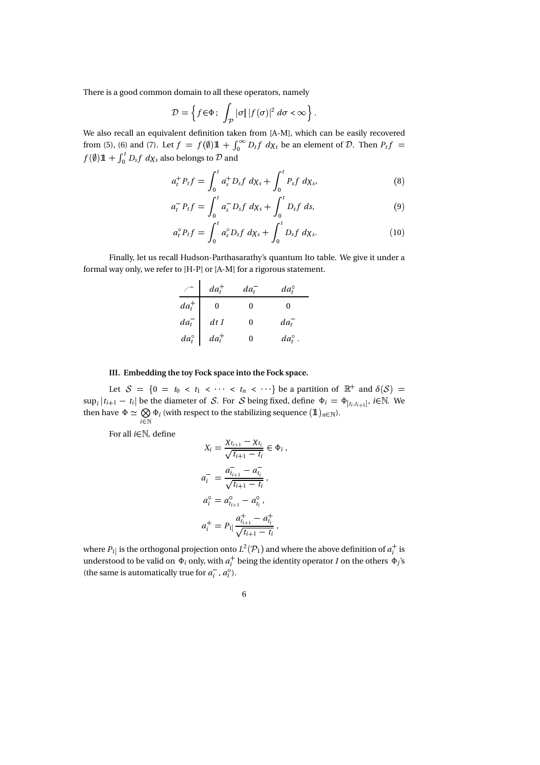There is a good common domain to all these operators, namely

$$\mathcal{D} = \left\{ f \in \Phi ;\ \int_{\mathcal{P}} |\sigma| \, |f(\sigma)|^2 \, d\sigma < \infty \right\} .$$

We also recall an equivalent definition taken from [A-M], which can be easily recovered from (5), (6) and (7). Let $f = f(\emptyset)\mathbb{1} + \int_0^\infty D_t f \ d\chi_t$ be an element of $\mathcal{D}$. Then $P_t f = f(\emptyset)\mathbb{1} + \int_0^t D_s f \ d\chi_s$ also belongs to $\mathcal{D}$ and

$$a_t^+ P_t f = \int_0^t a_s^+ D_s f \ d\chi_s + \int_0^t P_s f \ d\chi_s, \tag{8}$$

$$a_t^- P_t f = \int_0^t a_s^- D_s f \ d\chi_s + \int_0^t D_s f \ ds, \tag{9}$$

$$a_t^\circ P_t f = \int_0^t a_s^\circ D_s f \ d\chi_s + \int_0^t D_s f \ d\chi_s. \tag{10}$$

Finally, let us recall Hudson-Parthasarathy's quantum Ito table. We give it under a formal way only, we refer to [H-P] or [A-M] for a rigorous statement.

| $\curvearrowright$ | $da_t^+$ | $da_t^-$ | $da_t^\circ$ |
|---|---|---|---|
| $da_t^+$ | $0$ | $0$ | $0$ |
| $da_t^-$ | $dt\ I$ | $0$ | $da_t^-$ |
| $da_t^\circ$ | $da_t^+$ | $0$ | $da_t^\circ$ . |

### III. Embedding the toy Fock space into the Fock space.

Let $\mathcal{S} = \{0 = t_0 < t_1 < \cdots < t_n < \cdots\}$ be a partition of $\mathbb{R}^+$ and $\delta(\mathcal{S}) = \sup_i |t_{i+1} - t_i|$ be the diameter of $\mathcal{S}$. For $\mathcal{S}$ being fixed, define $\Phi_i = \Phi_{[t_i, t_{i+1}]}$, $i \in \mathbb{N}$. We then have $\Phi \simeq \bigotimes_{i \in \mathbb{N}} \Phi_i$ (with respect to the stabilizing sequence $(\mathbb{1})_{n \in \mathbb{N}}$).

For all $i \in \mathbb{N}$, define

$$X_i = \frac{\chi_{t_{i+1}} - \chi_{t_i}}{\sqrt{t_{i+1} - t_i}} \in \Phi_i \, ,$$

$$a_i^- = \frac{a_{t_{i+1}}^- - a_{t_i}^-}{\sqrt{t_{i+1} - t_i}} \, ,$$

$$a_i^\circ = a_{t_{i+1}}^\circ - a_{t_i}^\circ \, ,$$

$$a_i^+ = P_{1]} \frac{a_{t_{i+1}}^+ - a_{t_i}^+}{\sqrt{t_{i+1} - t_i}} \, ,$$

where $P_{1]}$ is the orthogonal projection onto $L^2(\mathcal{P}_1)$ and where the above definition of $a_i^+$ is understood to be valid on $\Phi_i$ only, with $a_i^+$ being the identity operator $I$ on the others $\Phi_j$'s (the same is automatically true for $a_i^-$, $a_i^\circ$).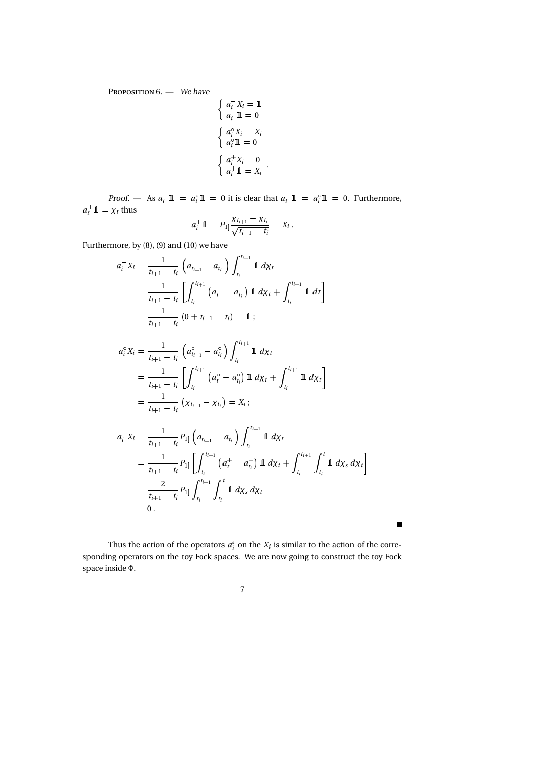PROPOSITION 6. — *We have*

$$
\begin{cases} a_i^- X_i = \mathbb{1} \\ a_i^- \mathbb{1} = 0 \end{cases}
$$

$$
\begin{cases} a_i^\circ X_i = X_i \\ a_i^\circ \mathbb{1} = 0 \end{cases}
$$

$$
\begin{cases} a_i^+ X_i = 0 \\ a_i^+ \mathbb{1} = X_i \end{cases} .
$$

*Proof.* — As $a_t^- \mathbb{1} = a_t^\circ \mathbb{1} = 0$ it is clear that $a_i^- \mathbb{1} = a_i^\circ \mathbb{1} = 0$. Furthermore, $a_t^+ \mathbb{1} = \chi_t$ thus

$$
a_i^+ \mathbb{1} = P_{1]} \frac{\chi_{t_{i+1}} - \chi_{t_i}}{\sqrt{t_{i+1} - t_i}} = X_i \,.
$$

Furthermore, by (8), (9) and (10) we have

$$
\begin{aligned}
a_i^- X_i &= \frac{1}{t_{i+1} - t_i} \left( a_{t_{i+1}}^- - a_{t_i}^- \right) \int_{t_i}^{t_{i+1}} \mathbb{1} \, d\chi_t \\
&= \frac{1}{t_{i+1} - t_i} \left[ \int_{t_i}^{t_{i+1}} \left( a_t^- - a_{t_i}^- \right) \mathbb{1} \, d\chi_t + \int_{t_i}^{t_{i+1}} \mathbb{1} \, dt \right] \\
&= \frac{1}{t_{i+1} - t_i} \left( 0 + t_{i+1} - t_i \right) = \mathbb{1} \, ;
\end{aligned}
$$

$$
\begin{aligned}
a_i^\circ X_i &= \frac{1}{t_{i+1} - t_i} \left( a_{t_{i+1}}^\circ - a_{t_i}^\circ \right) \int_{t_i}^{t_{i+1}} \mathbb{1} \, d\chi_t \\
&= \frac{1}{t_{i+1} - t_i} \left[ \int_{t_i}^{t_{i+1}} \left( a_t^\circ - a_{t_i}^\circ \right) \mathbb{1} \, d\chi_t + \int_{t_i}^{t_{i+1}} \mathbb{1} \, d\chi_t \right] \\
&= \frac{1}{t_{i+1} - t_i} \left( \chi_{t_{i+1}} - \chi_{t_i} \right) = X_i \, ;
\end{aligned}
$$

$$
\begin{aligned}
a_i^+ X_i &= \frac{1}{t_{i+1} - t_i} P_{1]} \left( a_{t_{i+1}}^+ - a_{t_i}^+ \right) \int_{t_i}^{t_{i+1}} \mathbb{1} \, d\chi_t \\
&= \frac{1}{t_{i+1} - t_i} P_{1]} \left[ \int_{t_i}^{t_{i+1}} \left( a_t^+ - a_{t_i}^+ \right) \mathbb{1} \, d\chi_t + \int_{t_i}^{t_{i+1}} \int_{t_i}^{t} \mathbb{1} \, d\chi_s \, d\chi_t \right] \\
&= \frac{2}{t_{i+1} - t_i} P_{1]} \int_{t_i}^{t_{i+1}} \int_{t_i}^{t} \mathbb{1} \, d\chi_s \, d\chi_t \\
&= 0 \, .
\end{aligned}
$$

■

Thus the action of the operators $a_i^\varepsilon$ on the $X_i$ is similar to the action of the corresponding operators on the toy Fock spaces. We are now going to construct the toy Fock space inside $\Phi$.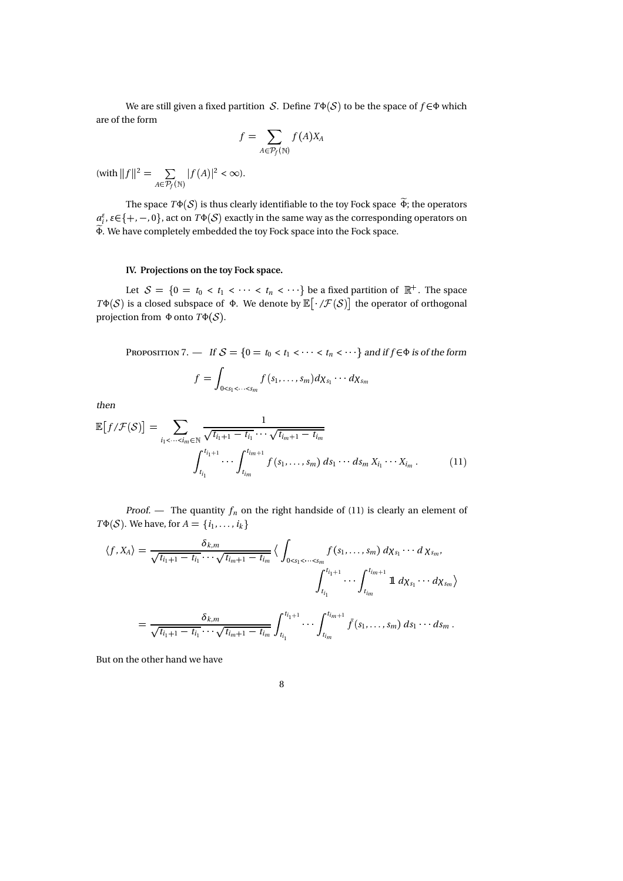We are still given a fixed partition $\mathcal{S}$. Define $T\Phi(\mathcal{S})$ to be the space of $f\in\Phi$ which are of the form

$$f = \sum_{A\in\mathcal{P}_f(\mathbb{N})} f(A)X_A$$

(with $\|f\|^2 = \sum_{A\in\mathcal{P}_f(\mathbb{N})} |f(A)|^2 < \infty$).

The space $T\Phi(\mathcal{S})$ is thus clearly identifiable to the toy Fock space $\widetilde{\Phi}$; the operators $a_i^\varepsilon$, $\varepsilon\in\{+,-,0\}$, act on $T\Phi(\mathcal{S})$ exactly in the same way as the corresponding operators on $\widetilde{\Phi}$. We have completely embedded the toy Fock space into the Fock space.

### IV. Projections on the toy Fock space.

Let $\mathcal{S} = \{0 = t_0 < t_1 < \cdots < t_n < \cdots\}$ be a fixed partition of $\mathbb{R}^+$. The space $T\Phi(\mathcal{S})$ is a closed subspace of $\Phi$. We denote by $\mathbb{E}\left[\,\cdot\,/\mathcal{F}(\mathcal{S})\right]$ the operator of orthogonal projection from $\Phi$ onto $T\Phi(\mathcal{S})$.

Proposition 7. — *If $\mathcal{S} = \{0 = t_0 < t_1 < \cdots < t_n < \cdots\}$ and if $f\in\Phi$ is of the form*

$$f = \int_{0<s_1<\cdots<s_m} f(s_1,\ldots,s_m)d\chi_{s_1}\cdots d\chi_{s_m}$$

*then*

$$\mathbb{E}\left[f/\mathcal{F}(\mathcal{S})\right] = \sum_{i_1<\cdots<i_m\in\mathbb{N}} \frac{1}{\sqrt{t_{i_1+1}-t_{i_1}}\cdots\sqrt{t_{i_m+1}-t_{i_m}}} \int_{t_{i_1}}^{t_{i_1+1}}\cdots\int_{t_{i_m}}^{t_{i_m+1}} f(s_1,\ldots,s_m)\, ds_1\cdots ds_m\, X_{i_1}\cdots X_{i_m}\,. \tag{11}$$

*Proof.* — The quantity $f_n$ on the right handside of (11) is clearly an element of $T\Phi(\mathcal{S})$. We have, for $A = \{i_1,\ldots,i_k\}$

$$\begin{aligned}
\langle f, X_A\rangle &= \frac{\delta_{k,m}}{\sqrt{t_{i_1+1}-t_{i_1}}\cdots\sqrt{t_{i_m+1}-t_{i_m}}} \Big\langle \int_{0<s_1<\cdots<s_m} f(s_1,\ldots,s_m)\, d\chi_{s_1}\cdots d\,\chi_{s_m}, \\
&\qquad\qquad \int_{t_{i_1}}^{t_{i_1+1}}\cdots\int_{t_{i_m}}^{t_{i_m+1}} \mathbb{1}\, d\chi_{s_1}\cdots d\chi_{s_m}\Big\rangle \\
&= \frac{\delta_{k,m}}{\sqrt{t_{i_1+1}-t_{i_1}}\cdots\sqrt{t_{i_m+1}-t_{i_m}}} \int_{t_{i_1}}^{t_{i_1+1}}\cdots\int_{t_{i_m}}^{t_{i_m+1}} \bar{f}(s_1,\ldots,s_m)\, ds_1\cdots ds_m\,.
\end{aligned}$$

But on the other hand we have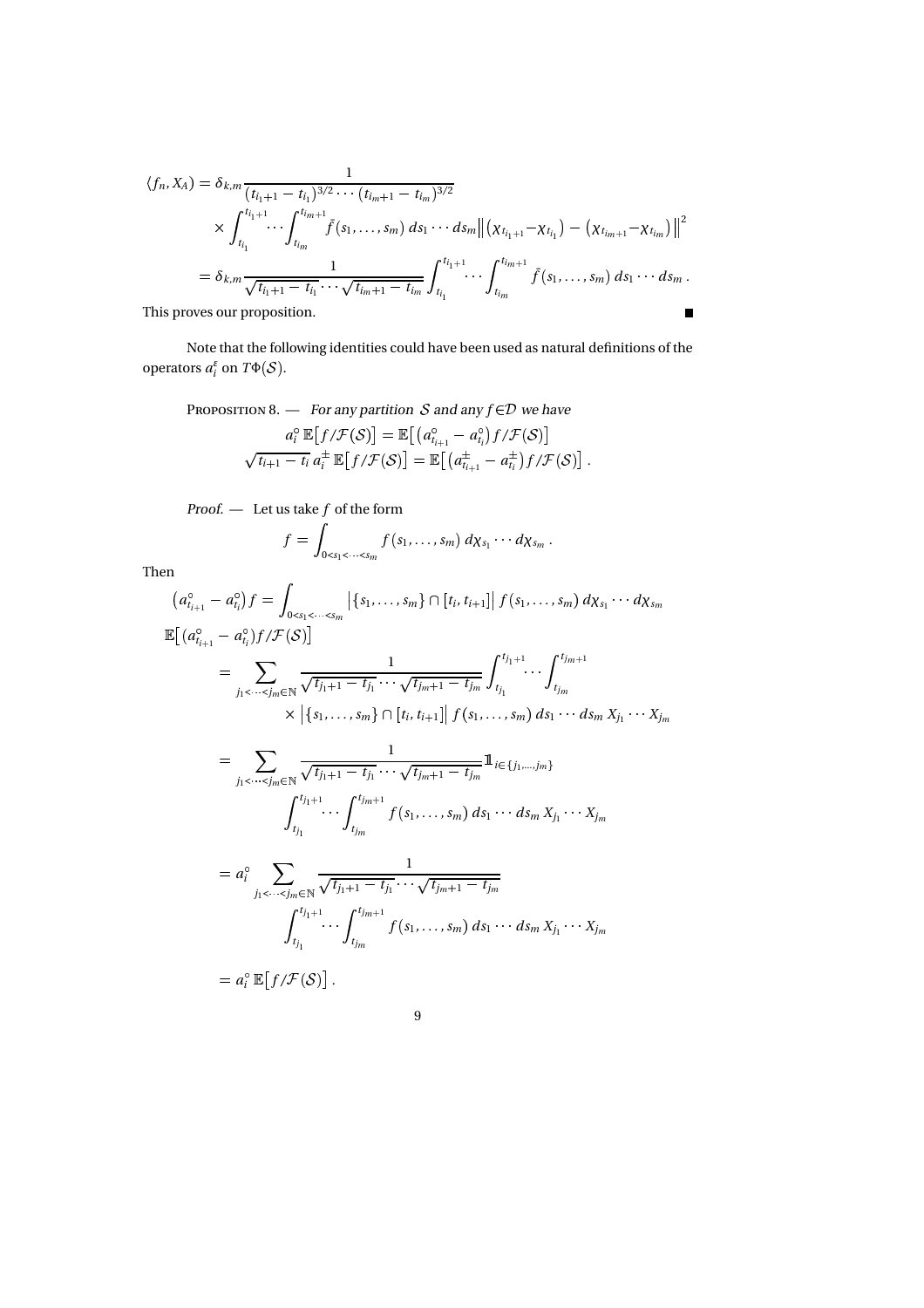$$
\begin{aligned}
\langle f_n, X_A\rangle &= \delta_{k,m} \frac{1}{(t_{i_1+1}-t_{i_1})^{3/2}\cdots(t_{i_m+1}-t_{i_m})^{3/2}} \\
&\quad\times \int_{t_{i_1}}^{t_{i_1+1}}\!\!\cdots\int_{t_{i_m}}^{t_{i_m+1}} \tilde f(s_1,\dots,s_m)\,ds_1\cdots ds_m \big\|\big(\chi_{t_{i_1+1}}-\chi_{t_{i_1}}\big)-\big(\chi_{t_{i_m+1}}-\chi_{t_{i_m}}\big)\big\|^2 \\
&= \delta_{k,m}\frac{1}{\sqrt{t_{i_1+1}-t_{i_1}}\cdots\sqrt{t_{i_m+1}-t_{i_m}}}\int_{t_{i_1}}^{t_{i_1+1}}\!\!\cdots\int_{t_{i_m}}^{t_{i_m+1}} \tilde f(s_1,\dots,s_m)\,ds_1\cdots ds_m\,.
\end{aligned}
$$

This proves our proposition. ∎

Note that the following identities could have been used as natural definitions of the operators $a_i^\varepsilon$ on $T\Phi(\mathcal{S})$.

Proposition 8. — *For any partition $\mathcal{S}$ and any $f\in\mathcal{D}$ we have*

$$
\begin{aligned}
a_i^\circ\,\mathbb{E}\big[f/\mathcal{F}(\mathcal{S})\big] &= \mathbb{E}\big[\big(a^\circ_{t_{i+1}}-a^\circ_{t_i}\big)f/\mathcal{F}(\mathcal{S})\big]\\
\sqrt{t_{i+1}-t_i}\,a_i^\pm\,\mathbb{E}\big[f/\mathcal{F}(\mathcal{S})\big] &= \mathbb{E}\big[\big(a^\pm_{t_{i+1}}-a^\pm_{t_i}\big)f/\mathcal{F}(\mathcal{S})\big]\,.
\end{aligned}
$$

*Proof.* — Let us take $f$ of the form

$$
f=\int_{0<s_1<\cdots<s_m} f(s_1,\dots,s_m)\,d\chi_{s_1}\cdots d\chi_{s_m}\,.
$$

Then

$$
\big(a^\circ_{t_{i+1}}-a^\circ_{t_i}\big)f=\int_{0<s_1<\cdots<s_m}\big|\{s_1,\dots,s_m\}\cap[t_i,t_{i+1}]\big|\,f(s_1,\dots,s_m)\,d\chi_{s_1}\cdots d\chi_{s_m}
$$

$$
\begin{aligned}
&\mathbb{E}\big[(a^\circ_{t_{i+1}}-a^\circ_{t_i})f/\mathcal{F}(\mathcal{S})\big]\\
&\quad=\sum_{j_1<\cdots<j_m\in\mathbb{N}}\frac{1}{\sqrt{t_{j_1+1}-t_{j_1}}\cdots\sqrt{t_{j_m+1}-t_{j_m}}}\int_{t_{j_1}}^{t_{j_1+1}}\!\!\cdots\int_{t_{j_m}}^{t_{j_m+1}}\\
&\qquad\qquad\times\big|\{s_1,\dots,s_m\}\cap[t_i,t_{i+1}]\big|\,f(s_1,\dots,s_m)\,ds_1\cdots ds_m\,X_{j_1}\cdots X_{j_m}\\
&\quad=\sum_{j_1<\cdots<j_m\in\mathbb{N}}\frac{1}{\sqrt{t_{j_1+1}-t_{j_1}}\cdots\sqrt{t_{j_m+1}-t_{j_m}}}\mathbb{1}_{i\in\{j_1,\dots,j_m\}}\\
&\qquad\qquad\int_{t_{j_1}}^{t_{j_1+1}}\!\!\cdots\int_{t_{j_m}}^{t_{j_m+1}} f(s_1,\dots,s_m)\,ds_1\cdots ds_m\,X_{j_1}\cdots X_{j_m}\\
&\quad=a_i^\circ\sum_{j_1<\cdots<j_m\in\mathbb{N}}\frac{1}{\sqrt{t_{j_1+1}-t_{j_1}}\cdots\sqrt{t_{j_m+1}-t_{j_m}}}\\
&\qquad\qquad\int_{t_{j_1}}^{t_{j_1+1}}\!\!\cdots\int_{t_{j_m}}^{t_{j_m+1}} f(s_1,\dots,s_m)\,ds_1\cdots ds_m\,X_{j_1}\cdots X_{j_m}\\
&\quad=a_i^\circ\,\mathbb{E}\big[f/\mathcal{F}(\mathcal{S})\big]\,.
\end{aligned}
$$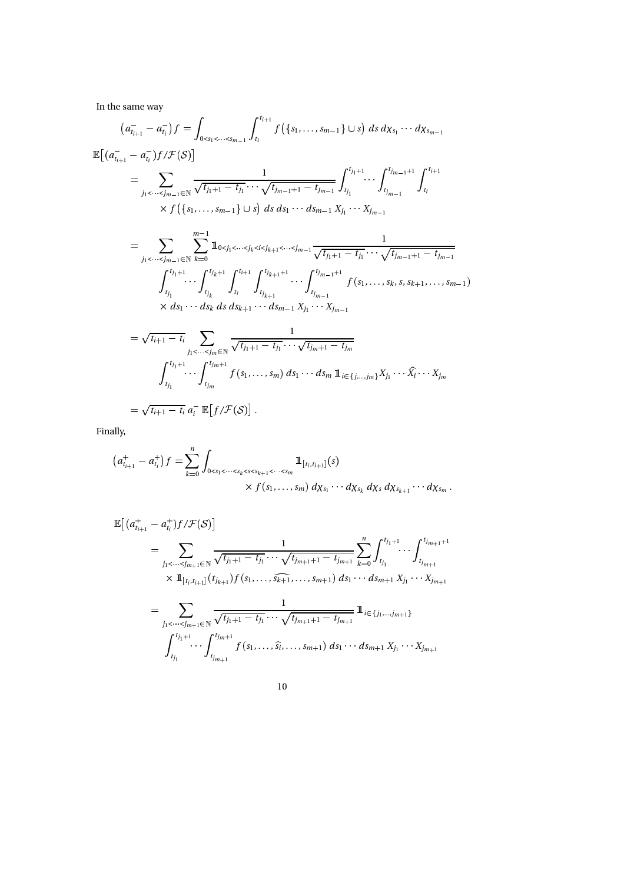In the same way

$$
\left(a^-_{t_{i+1}} - a^-_{t_i}\right) f = \int_{0<s_1<\cdots<s_{m-1}} \int_{t_i}^{t_{i+1}} f\left(\{s_1,\ldots,s_{m-1}\} \cup s\right)\, ds\, d\chi_{s_1}\cdots d\chi_{s_{m-1}}
$$

$$
\begin{aligned}
\mathbb{E}\big[&(a^-_{t_{i+1}} - a^-_{t_i}) f / \mathcal{F}(\mathcal{S})\big] \\
&= \sum_{j_1<\cdots<j_{m-1}\in\mathbb{N}} \frac{1}{\sqrt{t_{j_1+1}-t_{j_1}}\cdots\sqrt{t_{j_{m-1}+1}-t_{j_{m-1}}}} \int_{t_{j_1}}^{t_{j_1+1}}\cdots\int_{t_{j_{m-1}}}^{t_{j_{m-1}+1}}\int_{t_i}^{t_{i+1}} \\
&\qquad \times f\left(\{s_1,\ldots,s_{m-1}\}\cup s\right)\, ds\, ds_1\cdots ds_{m-1}\, X_{j_1}\cdots X_{j_{m-1}} \\
&= \sum_{j_1<\cdots<j_{m-1}\in\mathbb{N}} \sum_{k=0}^{m-1} \mathbb{1}_{0<j_1<\cdots<j_k<i<j_{k+1}<\cdots<j_{m-1}} \frac{1}{\sqrt{t_{j_1+1}-t_{j_1}}\cdots\sqrt{t_{j_{m-1}+1}-t_{j_{m-1}}}} \\
&\qquad \int_{t_{j_1}}^{t_{j_1+1}}\cdots\int_{t_{j_k}}^{t_{j_k+1}}\int_{t_i}^{t_{i+1}}\int_{t_{j_{k+1}}}^{t_{j_{k+1}+1}}\cdots\int_{t_{j_{m-1}}}^{t_{j_{m-1}+1}} f\left(s_1,\ldots,s_k,s,s_{k+1},\ldots,s_{m-1}\right) \\
&\qquad \times ds_1\cdots ds_k\, ds\, ds_{k+1}\cdots ds_{m-1}\, X_{j_1}\cdots X_{j_{m-1}} \\
&= \sqrt{t_{i+1}-t_i} \sum_{j_1<\cdots<j_m\in\mathbb{N}} \frac{1}{\sqrt{t_{j_1+1}-t_{j_1}}\cdots\sqrt{t_{j_m+1}-t_{j_m}}} \\
&\qquad \int_{t_{j_1}}^{t_{j_1+1}}\cdots\int_{t_{j_m}}^{t_{j_m+1}} f\left(s_1,\ldots,s_m\right) ds_1\cdots ds_m\, \mathbb{1}_{i\in\{j,\ldots,j_m\}} X_{j_1}\cdots\widehat{X_i}\cdots X_{j_m} \\
&= \sqrt{t_{i+1}-t_i}\; a^-_i\; \mathbb{E}\big[f/\mathcal{F}(\mathcal{S})\big].
\end{aligned}
$$

Finally,

$$
\begin{aligned}
\left(a^+_{t_{i+1}} - a^+_{t_i}\right) f = &\sum_{k=0}^{n} \int_{0<s_1<\cdots<s_k<s<s_{k+1}<\cdots<s_m} \mathbb{1}_{[t_i,t_{i+1}]}(s) \\
&\qquad\qquad \times f\left(s_1,\ldots,s_m\right) d\chi_{s_1}\cdots d\chi_{s_k}\, d\chi_s\, d\chi_{s_{k+1}}\cdots d\chi_{s_m}.
\end{aligned}
$$

$$
\begin{aligned}
\mathbb{E}\big[&(a^+_{t_{i+1}} - a^+_{t_i}) f / \mathcal{F}(\mathcal{S})\big] \\
&= \sum_{j_1<\cdots<j_{m+1}\in\mathbb{N}} \frac{1}{\sqrt{t_{j_1+1}-t_{j_1}}\cdots\sqrt{t_{j_{m+1}+1}-t_{j_{m+1}}}} \sum_{k=0}^{n} \int_{t_{j_1}}^{t_{j_1+1}}\cdots\int_{t_{j_{m+1}}}^{t_{j_{m+1}+1}} \\
&\qquad \times \mathbb{1}_{[t_i,t_{i+1}]}(t_{j_{k+1}}) f\left(s_1,\ldots,\widehat{s_{k+1}},\ldots,s_{m+1}\right) ds_1\cdots ds_{m+1}\, X_{j_1}\cdots X_{j_{m+1}} \\
&= \sum_{j_1<\cdots<j_{m+1}\in\mathbb{N}} \frac{1}{\sqrt{t_{j_1+1}-t_{j_1}}\cdots\sqrt{t_{j_{m+1}+1}-t_{j_{m+1}}}} \mathbb{1}_{i\in\{j_1,\ldots,j_{m+1}\}} \\
&\qquad \int_{t_{j_1}}^{t_{j_1+1}}\cdots\int_{t_{j_{m+1}}}^{t_{j_{m+1}}} f\left(s_1,\ldots,\widehat{s_i},\ldots,s_{m+1}\right) ds_1\cdots ds_{m+1}\, X_{j_1}\cdots X_{j_{m+1}}
\end{aligned}
$$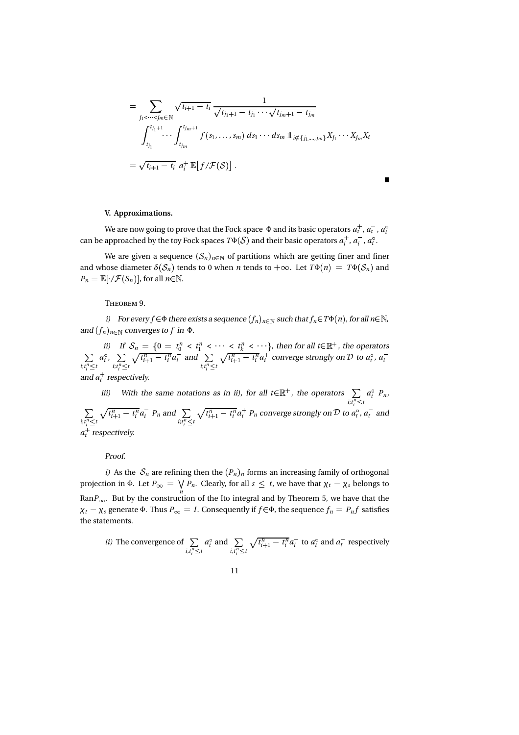$$
= \sum_{j_1<\cdots<j_m\in\mathbb{N}} \sqrt{t_{i+1}-t_i}\,\frac{1}{\sqrt{t_{j_1+1}-t_{j_1}}\cdots\sqrt{t_{j_m+1}-t_{j_m}}}
$$

$$
\int_{t_{j_1}}^{t_{j_1+1}}\cdots\int_{t_{j_m}}^{t_{j_m+1}} f(s_1,\ldots,s_m)\,ds_1\cdots ds_m\,\mathbb{1}_{i\notin\{j_1,\ldots,j_m\}}X_{j_1}\cdots X_{j_m}X_i
$$

$$
= \sqrt{t_{i+1}-t_i}\;a_i^+\,\mathbb{E}\big[f/\mathcal{F}(\mathcal{S})\big]\,.
$$

■

**V. Approximations.**

We are now going to prove that the Fock space $\Phi$ and its basic operators $a_t^+$, $a_t^-$, $a_t^\circ$ can be approached by the toy Fock spaces $T\Phi(\mathcal{S})$ and their basic operators $a_i^+$, $a_i^-$, $a_i^\circ$.

We are given a sequence $(\mathcal{S}_n)_{n\in\mathbb{N}}$ of partitions which are getting finer and finer and whose diameter $\delta(\mathcal{S}_n)$ tends to 0 when $n$ tends to $+\infty$. Let $T\Phi(n) = T\Phi(\mathcal{S}_n)$ and $P_n = \mathbb{E}[\cdot/\mathcal{F}(S_n)]$, for all $n\in\mathbb{N}$.

Theorem 9.

*i) For every $f\in\Phi$ there exists a sequence $(f_n)_{n\in\mathbb{N}}$ such that $f_n\in T\Phi(n)$, for all $n\in\mathbb{N}$, and $(f_n)_{n\in\mathbb{N}}$ converges to $f$ in $\Phi$.*

*ii) If $\mathcal{S}_n = \{0 = t_0^n < t_1^n < \cdots < t_k^n < \cdots\}$, then for all $t\in\mathbb{R}^+$, the operators $\sum_{i;t_i^n\leq t} a_i^\circ$, $\sum_{i;t_i^n\leq t}\sqrt{t_{i+1}^n-t_i^n}\,a_i^-$ and $\sum_{i;t_i^n\leq t}\sqrt{t_{i+1}^n-t_i^n}\,a_i^+$ converge strongly on $\mathcal{D}$ to $a_t^\circ$, $a_t^-$ and $a_t^+$ respectively.*

*iii) With the same notations as in ii), for all $t\in\mathbb{R}^+$, the operators $\sum_{i;t_i^n\leq t} a_i^\circ\,P_n$, $\sum_{i;t_i^n\leq t}\sqrt{t_{i+1}^n-t_i^n}\,a_i^-\,P_n$ and $\sum_{i;t_i^n\leq t}\sqrt{t_{i+1}^n-t_i^n}\,a_i^+\,P_n$ converge strongly on $\mathcal{D}$ to $a_t^\circ$, $a_t^-$ and $a_t^+$ respectively.*

*Proof.*

*i)* As the $\mathcal{S}_n$ are refining then the $(P_n)_n$ forms an increasing family of orthogonal projection in $\Phi$. Let $P_\infty = \bigvee_n P_n$. Clearly, for all $s\leq t$, we have that $\chi_t-\chi_s$ belongs to $\mathrm{Ran}P_\infty$. But by the construction of the Ito integral and by Theorem 5, we have that the $\chi_t-\chi_s$ generate $\Phi$. Thus $P_\infty = I$. Consequently if $f\in\Phi$, the sequence $f_n = P_nf$ satisfies the statements.

*ii)* The convergence of $\sum_{i,t_i^n\leq t} a_i^\circ$ and $\sum_{i,t_i^n\leq t}\sqrt{t_{i+1}^n-t_i^n}\,a_i^-$ to $a_t^\circ$ and $a_t^-$ respectively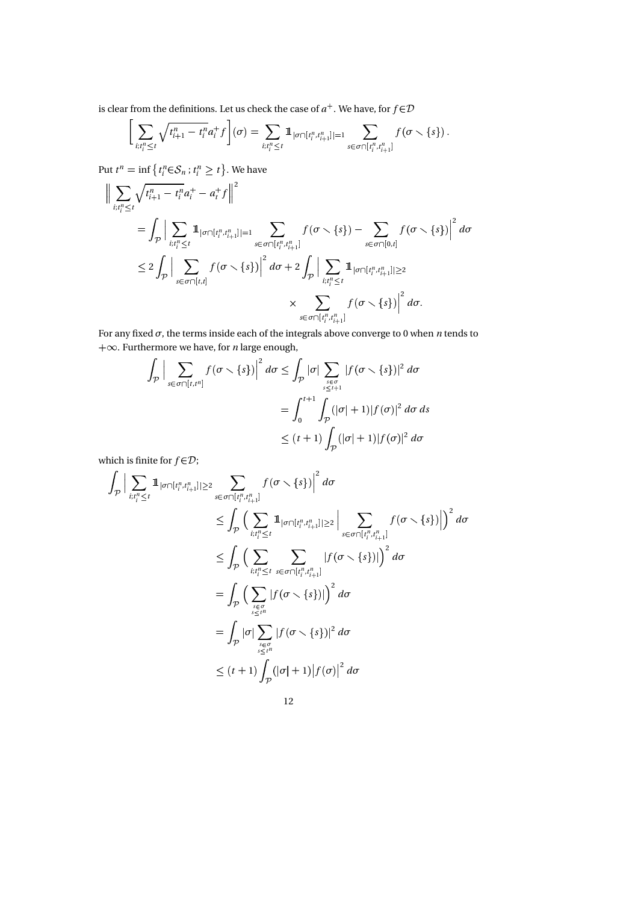is clear from the definitions. Let us check the case of $a^+$. We have, for $f \in \mathcal{D}$

$$\Big[\sum_{i;t_i^n \le t} \sqrt{t_{i+1}^n - t_i^n}\, a_i^+ f\Big](\sigma) = \sum_{i;t_i^n \le t} \mathbb{1}_{|\sigma \cap [t_i^n, t_{i+1}^n]|=1} \sum_{s \in \sigma \cap [t_i^n, t_{i+1}^n]} f(\sigma \setminus \{s\}).$$

Put $t^n = \inf\{t_i^n \in \mathcal{S}_n\,;\, t_i^n \ge t\}$. We have

$$\begin{aligned}
\Big\| \sum_{i;t_i^n \le t} \sqrt{t_{i+1}^n - t_i^n}\, a_i^+ - a_t^+ f \Big\|^2
&= \int_{\mathcal{P}} \Big| \sum_{i;t_i^n \le t} \mathbb{1}_{|\sigma \cap [t_i^n, t_{i+1}^n]|=1} \sum_{s \in \sigma \cap [t_i^n, t_{i+1}^n]} f(\sigma \setminus \{s\}) - \sum_{s \in \sigma \cap [0,t]} f(\sigma \setminus \{s\}) \Big|^2 \, d\sigma \\
&\le 2 \int_{\mathcal{P}} \Big| \sum_{s \in \sigma \cap [t,t]} f(\sigma \setminus \{s\}) \Big|^2 \, d\sigma + 2 \int_{\mathcal{P}} \Big| \sum_{i;t_i^n \le t} \mathbb{1}_{|\sigma \cap [t_i^n, t_{i+1}^n]| \ge 2} \\
&\qquad\qquad \times \sum_{s \in \sigma \cap [t_i^n, t_{i+1}^n]} f(\sigma \setminus \{s\}) \Big|^2 \, d\sigma.
\end{aligned}$$

For any fixed $\sigma$, the terms inside each of the integrals above converge to 0 when $n$ tends to $+\infty$. Furthermore we have, for $n$ large enough,

$$\begin{aligned}
\int_{\mathcal{P}} \Big| \sum_{s \in \sigma \cap [t,t^n]} f(\sigma \setminus \{s\}) \Big|^2 \, d\sigma &\le \int_{\mathcal{P}} |\sigma| \sum_{\substack{s \in \sigma \\ s \le t+1}} |f(\sigma \setminus \{s\})|^2 \, d\sigma \\
&= \int_0^{t+1} \int_{\mathcal{P}} (|\sigma| + 1) |f(\sigma)|^2 \, d\sigma \, ds \\
&\le (t+1) \int_{\mathcal{P}} (|\sigma| + 1) |f(\sigma)|^2 \, d\sigma
\end{aligned}$$

which is finite for $f \in \mathcal{D}$;

$$\begin{aligned}
\int_{\mathcal{P}} \Big| \sum_{i;t_i^n \le t} \mathbb{1}_{|\sigma \cap [t_i^n, t_{i+1}^n]| \ge 2} \sum_{s \in \sigma \cap [t_i^n, t_{i+1}^n]} f(\sigma \setminus \{s\}) \Big|^2 \, d\sigma
&\le \int_{\mathcal{P}} \Big( \sum_{i;t_i^n \le t} \mathbb{1}_{|\sigma \cap [t_i^n, t_{i+1}^n]| \ge 2} \Big| \sum_{s \in \sigma \cap [t_i^n, t_{i+1}^n]} f(\sigma \setminus \{s\}) \Big| \Big)^2 \, d\sigma \\
&\le \int_{\mathcal{P}} \Big( \sum_{i;t_i^n \le t} \sum_{s \in \sigma \cap [t_i^n, t_{i+1}^n]} |f(\sigma \setminus \{s\})| \Big)^2 \, d\sigma \\
&= \int_{\mathcal{P}} \Big( \sum_{\substack{s \in \sigma \\ s \le t^n}} |f(\sigma \setminus \{s\})| \Big)^2 \, d\sigma \\
&= \int_{\mathcal{P}} |\sigma| \sum_{\substack{s \in \sigma \\ s \le t^n}} |f(\sigma \setminus \{s\})|^2 \, d\sigma \\
&\le (t+1) \int_{\mathcal{P}} (|\sigma| + 1) \big|f(\sigma)\big|^2 \, d\sigma
\end{aligned}$$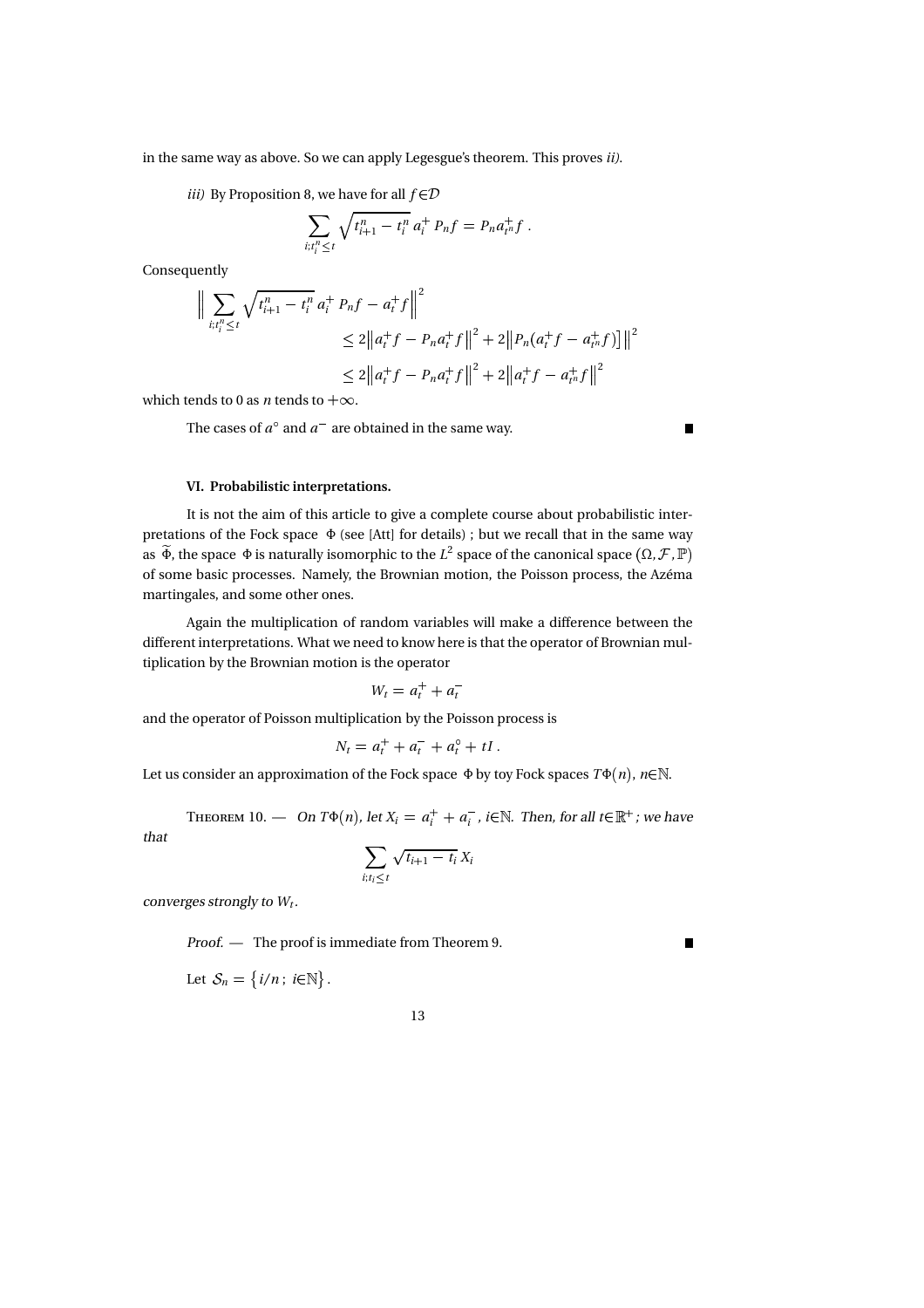in the same way as above. So we can apply Legesgue's theorem. This proves *ii).*

*iii)* By Proposition 8, we have for all $f\in\mathcal{D}$

$$\sum_{i;t_i^n\leq t}\sqrt{t_{i+1}^n-t_i^n}\,a_i^+\,P_nf=P_na_{t^n}^+f\,.$$

Consequently

$$\begin{aligned}\Big\|\sum_{i;t_i^n\leq t}\sqrt{t_{i+1}^n-t_i^n}\,a_i^+\,P_nf-a_t^+f\Big\|^2&\\ &\leq 2\big\|a_t^+f-P_na_t^+f\big\|^2+2\big\|P_n\big(a_t^+f-a_{t^n}^+f\big)\big]\big\|^2\\ &\leq 2\big\|a_t^+f-P_na_t^+f\big\|^2+2\big\|a_t^+f-a_{t^n}^+f\big\|^2\end{aligned}$$

which tends to 0 as $n$ tends to $+\infty$.

The cases of $a^\circ$ and $a^-$ are obtained in the same way. ∎

**VI. Probabilistic interpretations.**

It is not the aim of this article to give a complete course about probabilistic interpretations of the Fock space $\Phi$ (see [Att] for details) ; but we recall that in the same way as $\widetilde{\Phi}$, the space $\Phi$ is naturally isomorphic to the $L^2$ space of the canonical space $(\Omega,\mathcal{F},\mathbb{P})$ of some basic processes. Namely, the Brownian motion, the Poisson process, the Azéma martingales, and some other ones.

Again the multiplication of random variables will make a difference between the different interpretations. What we need to know here is that the operator of Brownian multiplication by the Brownian motion is the operator

$$W_t=a_t^++a_t^-$$

and the operator of Poisson multiplication by the Poisson process is

$$N_t=a_t^++a_t^-+a_t^\circ+tI\,.$$

Let us consider an approximation of the Fock space $\Phi$ by toy Fock spaces $T\Phi(n)$, $n\in\mathbb{N}$.

Theorem 10. — *On $T\Phi(n)$, let $X_i=a_i^++a_i^-$, $i\in\mathbb{N}$. Then, for all $t\in\mathbb{R}^+$ ; we have that*

$$\sum_{i;t_i\leq t}\sqrt{t_{i+1}-t_i}\,X_i$$

*converges strongly to $W_t$.*

*Proof.* — The proof is immediate from Theorem 9. ∎

Let $\mathcal{S}_n=\{i/n\,;\ i\in\mathbb{N}\}$.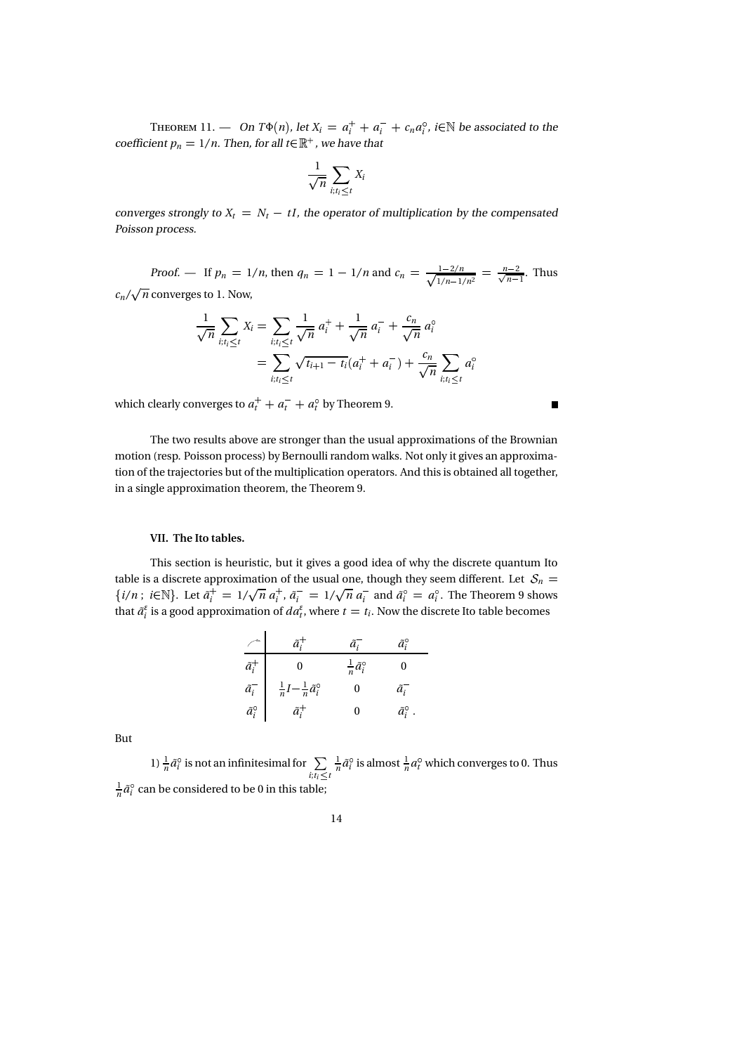**Theorem 11.** — *On $T\Phi(n)$, let $X_i = a_i^+ + a_i^- + c_n a_i^\circ$, $i\in\mathbb{N}$ be associated to the coefficient $p_n = 1/n$. Then, for all $t\in\mathbb{R}^+$, we have that*

$$\frac{1}{\sqrt{n}} \sum_{i;t_i\leq t} X_i$$

*converges strongly to $X_t = N_t - tI$, the operator of multiplication by the compensated Poisson process.*

*Proof.* — If $p_n = 1/n$, then $q_n = 1 - 1/n$ and $c_n = \frac{1-2/n}{\sqrt{1/n - 1/n^2}} = \frac{n-2}{\sqrt{n-1}}$. Thus $c_n/\sqrt{n}$ converges to 1. Now,

$$\begin{aligned}
\frac{1}{\sqrt{n}} \sum_{i;t_i\leq t} X_i &= \sum_{i;t_i\leq t} \frac{1}{\sqrt{n}}\, a_i^+ + \frac{1}{\sqrt{n}}\, a_i^- + \frac{c_n}{\sqrt{n}}\, a_i^\circ \\
&= \sum_{i;t_i\leq t} \sqrt{t_{i+1} - t_i}(a_i^+ + a_i^-) + \frac{c_n}{\sqrt{n}} \sum_{i;t_i\leq t} a_i^\circ
\end{aligned}$$

which clearly converges to $a_t^+ + a_t^- + a_t^\circ$ by Theorem 9. ∎

The two results above are stronger than the usual approximations of the Brownian motion (resp. Poisson process) by Bernoulli random walks. Not only it gives an approximation of the trajectories but of the multiplication operators. And this is obtained all together, in a single approximation theorem, the Theorem 9.

## VII. The Ito tables.

This section is heuristic, but it gives a good idea of why the discrete quantum Ito table is a discrete approximation of the usual one, though they seem different. Let $\mathcal{S}_n = \{i/n\,;\ i\in\mathbb{N}\}$. Let $\tilde{a}_i^+ = 1/\sqrt{n}\, a_i^+$, $\tilde{a}_i^- = 1/\sqrt{n}\, a_i^-$ and $\tilde{a}_i^\circ = a_i^\circ$. The Theorem 9 shows that $\tilde{a}_i^\varepsilon$ is a good approximation of $da_t^\varepsilon$, where $t = t_i$. Now the discrete Ito table becomes

|  | $\tilde{a}_i^+$ | $\tilde{a}_i^-$ | $\tilde{a}_i^\circ$ |
|---|---|---|---|
| $\tilde{a}_i^+$ | $0$ | $\frac{1}{n}\tilde{a}_i^\circ$ | $0$ |
| $\tilde{a}_i^-$ | $\frac{1}{n}I - \frac{1}{n}\tilde{a}_i^\circ$ | $0$ | $\tilde{a}_i^-$ |
| $\tilde{a}_i^\circ$ | $\tilde{a}_i^+$ | $0$ | $\tilde{a}_i^\circ$ . |

But

1) $\frac{1}{n}\tilde{a}_i^\circ$ is not an infinitesimal for $\sum_{i;t_i\leq t} \frac{1}{n}\tilde{a}_i^\circ$ is almost $\frac{1}{n}a_t^\circ$ which converges to 0. Thus $\frac{1}{n}\tilde{a}_i^\circ$ can be considered to be 0 in this table;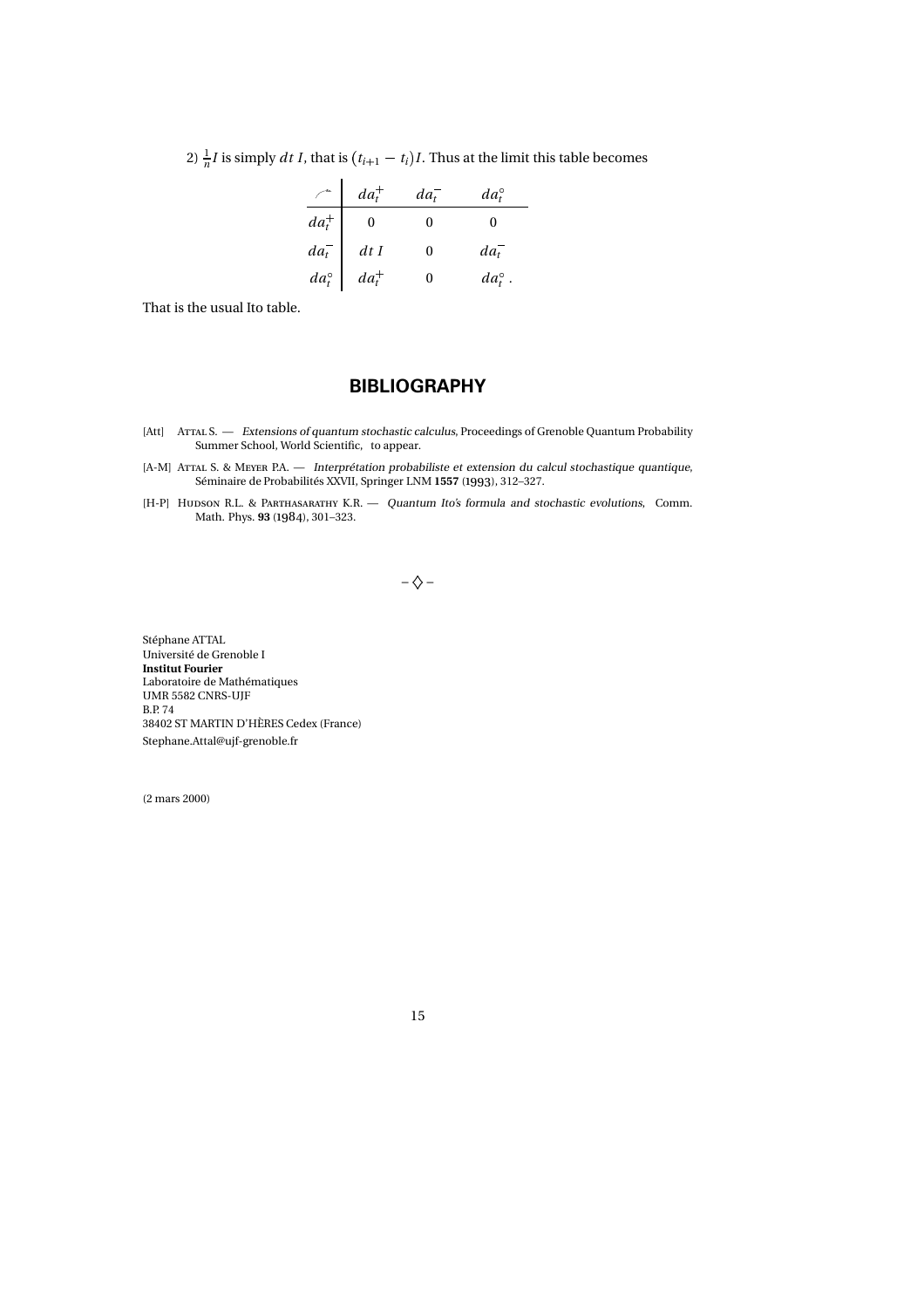2) $\frac{1}{n}I$ is simply $dt\, I$, that is $(t_{i+1} - t_i)I$. Thus at the limit this table becomes

| $\cdot$ | $da_t^+$ | $da_t^-$ | $da_t^\circ$ |
|---|---|---|---|
| $da_t^+$ | 0 | 0 | 0 |
| $da_t^-$ | $dt\, I$ | 0 | $da_t^-$ |
| $da_t^\circ$ | $da_t^+$ | 0 | $da_t^\circ$ . |

That is the usual Ito table.

## BIBLIOGRAPHY

[Att] Attal S. — *Extensions of quantum stochastic calculus*, Proceedings of Grenoble Quantum Probability Summer School, World Scientific, to appear.

[A-M] Attal S. & Meyer P.A. — *Interprétation probabiliste et extension du calcul stochastique quantique*, Séminaire de Probabilités XXVII, Springer LNM **1557** (1993), 312–327.

[H-P] Hudson R.L. & Parthasarathy K.R. — *Quantum Ito's formula and stochastic evolutions*, Comm. Math. Phys. **93** (1984), 301–323.

– ◊ –

Stéphane ATTAL
Université de Grenoble I
**Institut Fourier**
Laboratoire de Mathématiques
UMR 5582 CNRS-UJF
B.P. 74
38402 ST MARTIN D'HÈRES Cedex (France)
Stephane.Attal@ujf-grenoble.fr

(2 mars 2000)